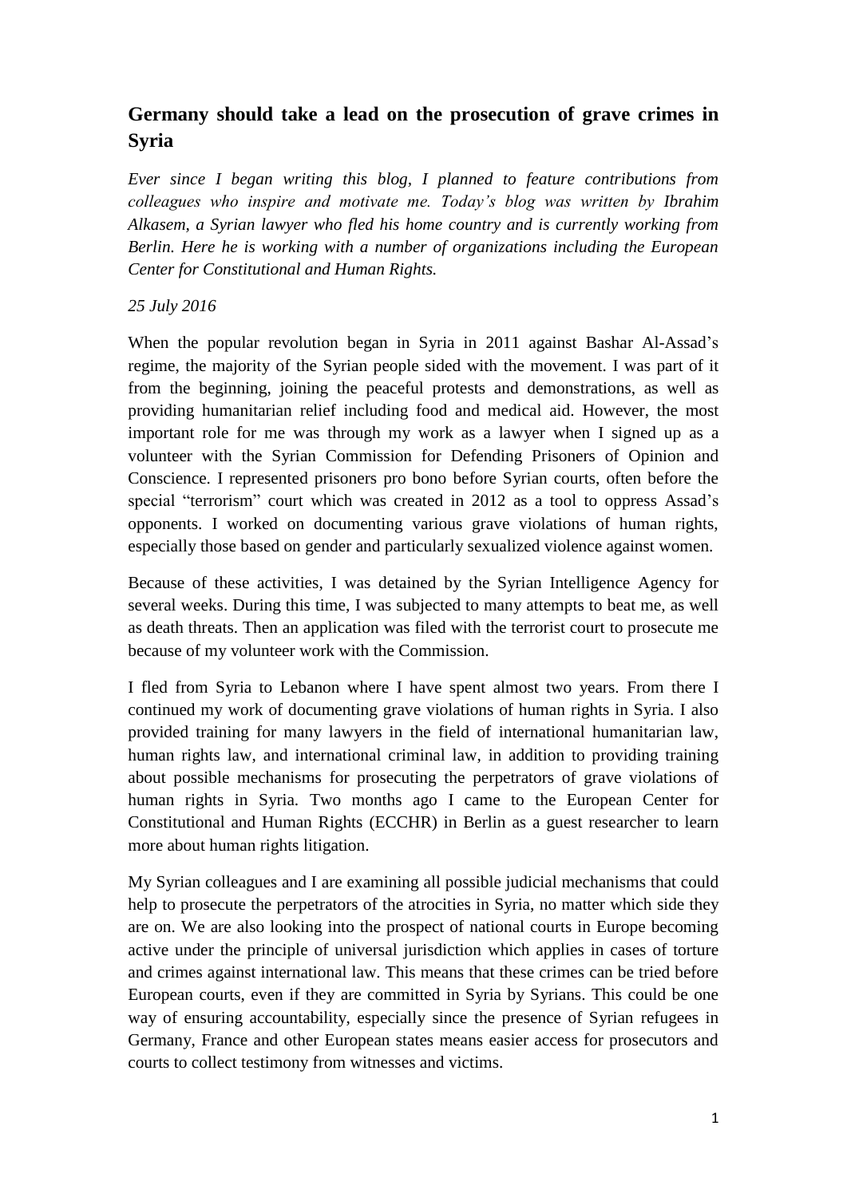## Germany should take a lead on the prosecution of grave crimes in Syria

*Ever since I began writing this blog, I planned to feature contributions from colleagues who inspire and motivate me. Today's blog was written by Ibrahim Alkasem, a Syrian lawyer who fled his home country and is currently working from Berlin. Here he is working with a number of organizations including the European Center for Constitutional and Human Rights.*

*25 July 2016*

When the popular revolution began in Syria in 2011 against Bashar Al-Assad's regime, the majority of the Syrian people sided with the movement. I was part of it from the beginning, joining the peaceful protests and demonstrations, as well as providing humanitarian relief including food and medical aid. However, the most important role for me was through my work as a lawyer when I signed up as a volunteer with the Syrian Commission for Defending Prisoners of Opinion and Conscience. I represented prisoners pro bono before Syrian courts, often before the special "terrorism" court which was created in 2012 as a tool to oppress Assad's opponents. I worked on documenting various grave violations of human rights, especially those based on gender and particularly sexualized violence against women.

Because of these activities, I was detained by the Syrian Intelligence Agency for several weeks. During this time, I was subjected to many attempts to beat me, as well as death threats. Then an application was filed with the terrorist court to prosecute me because of my volunteer work with the Commission.

I fled from Syria to Lebanon where I have spent almost two years. From there I continued my work of documenting grave violations of human rights in Syria. I also provided training for many lawyers in the field of international humanitarian law, human rights law, and international criminal law, in addition to providing training about possible mechanisms for prosecuting the perpetrators of grave violations of human rights in Syria. Two months ago I came to the European Center for Constitutional and Human Rights (ECCHR) in Berlin as a guest researcher to learn more about human rights litigation.

My Syrian colleagues and I are examining all possible judicial mechanisms that could help to prosecute the perpetrators of the atrocities in Syria, no matter which side they are on. We are also looking into the prospect of national courts in Europe becoming active under the principle of universal jurisdiction which applies in cases of torture and crimes against international law. This means that these crimes can be tried before European courts, even if they are committed in Syria by Syrians. This could be one way of ensuring accountability, especially since the presence of Syrian refugees in Germany, France and other European states means easier access for prosecutors and courts to collect testimony from witnesses and victims.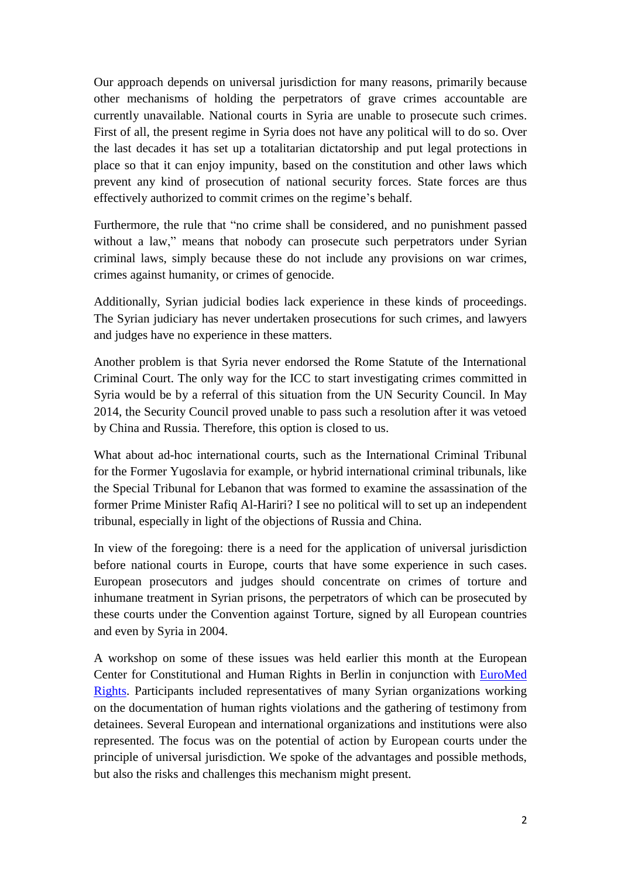Our approach depends on universal jurisdiction for many reasons, primarily because other mechanisms of holding the perpetrators of grave crimes accountable are currently unavailable. National courts in Syria are unable to prosecute such crimes. First of all, the present regime in Syria does not have any political will to do so. Over the last decades it has set up a totalitarian dictatorship and put legal protections in place so that it can enjoy impunity, based on the constitution and other laws which prevent any kind of prosecution of national security forces. State forces are thus effectively authorized to commit crimes on the regime's behalf.

Furthermore, the rule that "no crime shall be considered, and no punishment passed without a law," means that nobody can prosecute such perpetrators under Syrian criminal laws, simply because these do not include any provisions on war crimes, crimes against humanity, or crimes of genocide.

Additionally, Syrian judicial bodies lack experience in these kinds of proceedings. The Syrian judiciary has never undertaken prosecutions for such crimes, and lawyers and judges have no experience in these matters.

Another problem is that Syria never endorsed the Rome Statute of the International Criminal Court. The only way for the ICC to start investigating crimes committed in Syria would be by a referral of this situation from the UN Security Council. In May 2014, the Security Council proved unable to pass such a resolution after it was vetoed by China and Russia. Therefore, this option is closed to us.

What about ad-hoc international courts, such as the International Criminal Tribunal for the Former Yugoslavia for example, or hybrid international criminal tribunals, like the Special Tribunal for Lebanon that was formed to examine the assassination of the former Prime Minister Rafiq Al-Hariri? I see no political will to set up an independent tribunal, especially in light of the objections of Russia and China.

In view of the foregoing: there is a need for the application of universal jurisdiction before national courts in Europe, courts that have some experience in such cases. European prosecutors and judges should concentrate on crimes of torture and inhumane treatment in Syrian prisons, the perpetrators of which can be prosecuted by these courts under the Convention against Torture, signed by all European countries and even by Syria in 2004.

A workshop on some of these issues was held earlier this month at the European Center for Constitutional and Human Rights in Berlin in conjunction with EuroMed Rights. Participants included representatives of many Syrian organizations working on the documentation of human rights violations and the gathering of testimony from detainees. Several European and international organizations and institutions were also represented. The focus was on the potential of action by European courts under the principle of universal jurisdiction. We spoke of the advantages and possible methods, but also the risks and challenges this mechanism might present.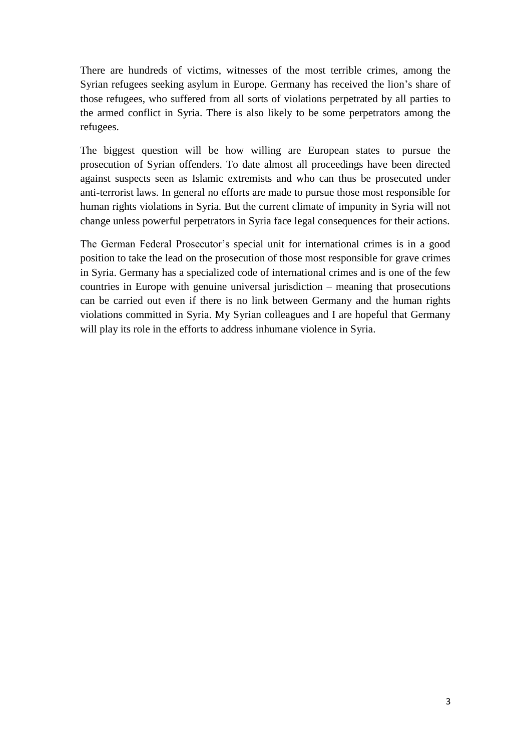There are hundreds of victims, witnesses of the most terrible crimes, among the Syrian refugees seeking asylum in Europe. Germany has received the lion's share of those refugees, who suffered from all sorts of violations perpetrated by all parties to the armed conflict in Syria. There is also likely to be some perpetrators among the refugees.

The biggest question will be how willing are European states to pursue the prosecution of Syrian offenders. To date almost all proceedings have been directed against suspects seen as Islamic extremists and who can thus be prosecuted under anti-terrorist laws. In general no efforts are made to pursue those most responsible for human rights violations in Syria. But the current climate of impunity in Syria will not change unless powerful perpetrators in Syria face legal consequences for their actions.

The German Federal Prosecutor's special unit for international crimes is in a good position to take the lead on the prosecution of those most responsible for grave crimes in Syria. Germany has a specialized code of international crimes and is one of the few countries in Europe with genuine universal jurisdiction – meaning that prosecutions can be carried out even if there is no link between Germany and the human rights violations committed in Syria. My Syrian colleagues and I are hopeful that Germany will play its role in the efforts to address inhumane violence in Syria.